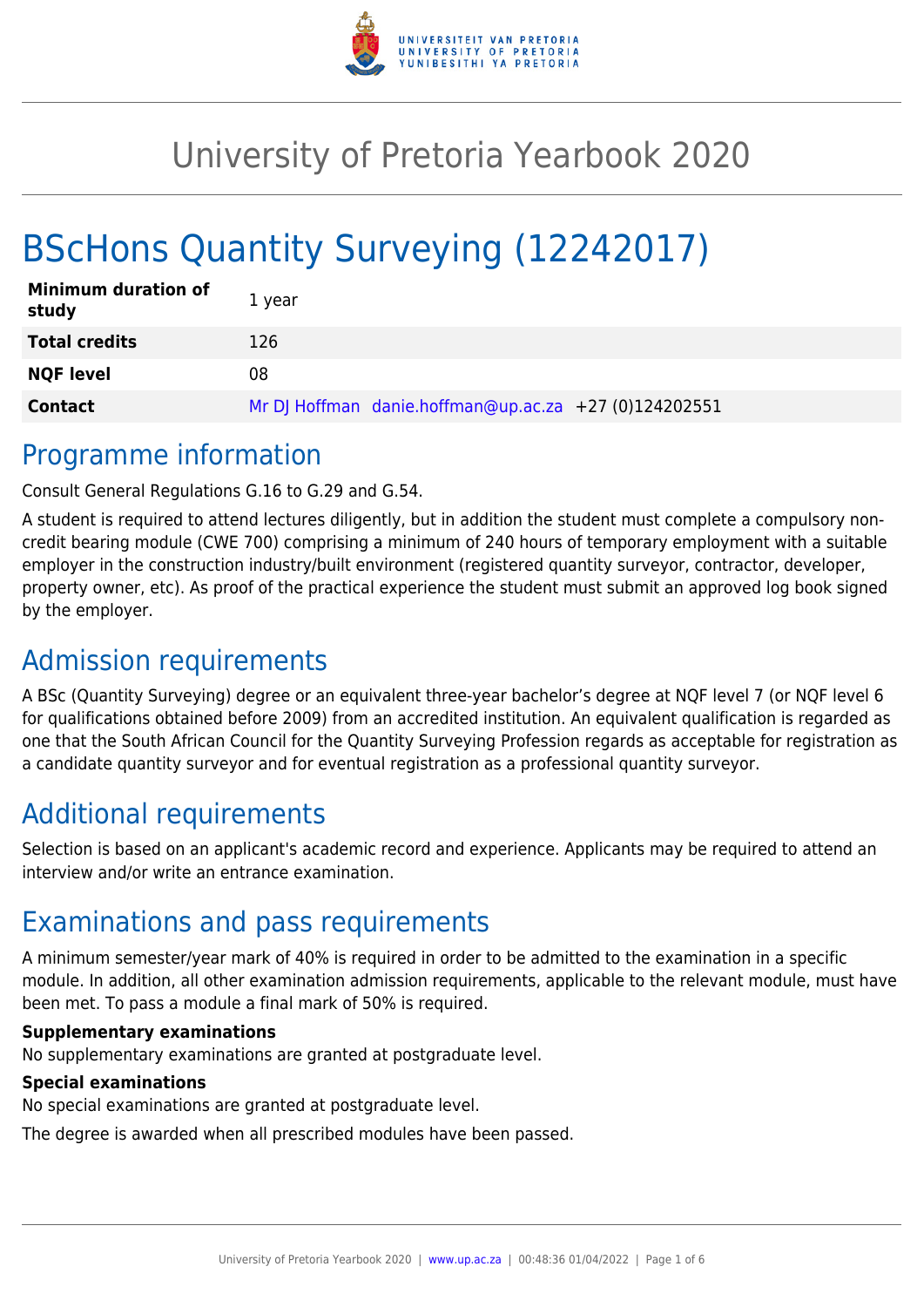# University of Pretoria Yearbook 2020

# BScHons Quantity Surveying (12242017)

| | |
|---|---|
| **Minimum duration of study** | 1 year |
| **Total credits** | 126 |
| **NQF level** | 08 |
| **Contact** | Mr DJ Hoffman danie.hoffman@up.ac.za +27 (0)124202551 |

## Programme information

Consult General Regulations G.16 to G.29 and G.54.

A student is required to attend lectures diligently, but in addition the student must complete a compulsory non-credit bearing module (CWE 700) comprising a minimum of 240 hours of temporary employment with a suitable employer in the construction industry/built environment (registered quantity surveyor, contractor, developer, property owner, etc). As proof of the practical experience the student must submit an approved log book signed by the employer.

## Admission requirements

A BSc (Quantity Surveying) degree or an equivalent three-year bachelor's degree at NQF level 7 (or NQF level 6 for qualifications obtained before 2009) from an accredited institution. An equivalent qualification is regarded as one that the South African Council for the Quantity Surveying Profession regards as acceptable for registration as a candidate quantity surveyor and for eventual registration as a professional quantity surveyor.

## Additional requirements

Selection is based on an applicant's academic record and experience. Applicants may be required to attend an interview and/or write an entrance examination.

## Examinations and pass requirements

A minimum semester/year mark of 40% is required in order to be admitted to the examination in a specific module. In addition, all other examination admission requirements, applicable to the relevant module, must have been met. To pass a module a final mark of 50% is required.

**Supplementary examinations**

No supplementary examinations are granted at postgraduate level.

**Special examinations**

No special examinations are granted at postgraduate level.

The degree is awarded when all prescribed modules have been passed.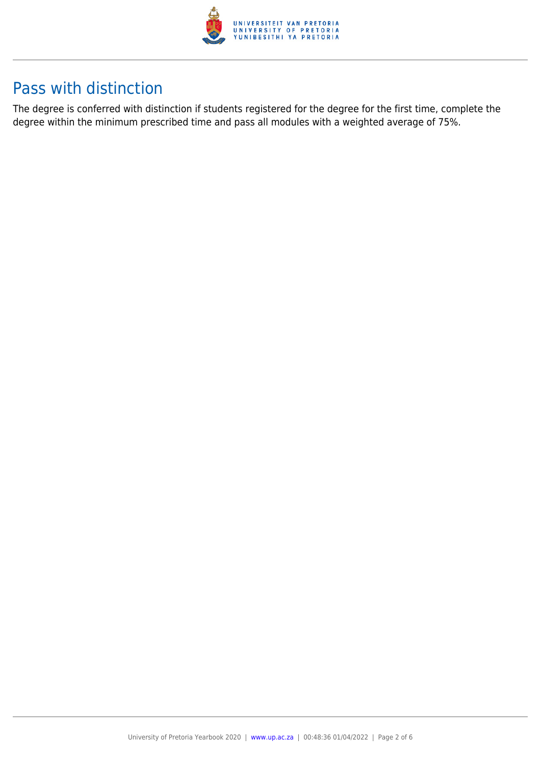## Pass with distinction

The degree is conferred with distinction if students registered for the degree for the first time, complete the degree within the minimum prescribed time and pass all modules with a weighted average of 75%.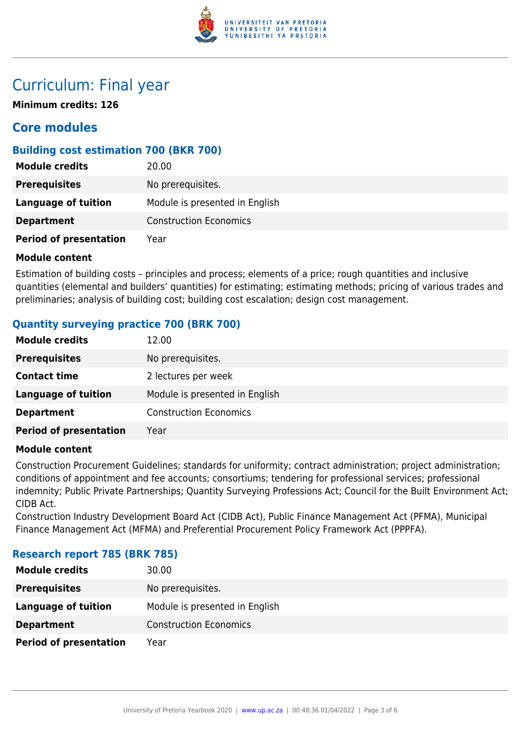# Curriculum: Final year

**Minimum credits: 126**

## Core modules

### Building cost estimation 700 (BKR 700)

| | |
|---|---|
| **Module credits** | 20.00 |
| **Prerequisites** | No prerequisites. |
| **Language of tuition** | Module is presented in English |
| **Department** | Construction Economics |
| **Period of presentation** | Year |

**Module content**

Estimation of building costs – principles and process; elements of a price; rough quantities and inclusive quantities (elemental and builders' quantities) for estimating; estimating methods; pricing of various trades and preliminaries; analysis of building cost; building cost escalation; design cost management.

### Quantity surveying practice 700 (BRK 700)

| | |
|---|---|
| **Module credits** | 12.00 |
| **Prerequisites** | No prerequisites. |
| **Contact time** | 2 lectures per week |
| **Language of tuition** | Module is presented in English |
| **Department** | Construction Economics |
| **Period of presentation** | Year |

**Module content**

Construction Procurement Guidelines; standards for uniformity; contract administration; project administration; conditions of appointment and fee accounts; consortiums; tendering for professional services; professional indemnity; Public Private Partnerships; Quantity Surveying Professions Act; Council for the Built Environment Act; CIDB Act.
Construction Industry Development Board Act (CIDB Act), Public Finance Management Act (PFMA), Municipal Finance Management Act (MFMA) and Preferential Procurement Policy Framework Act (PPPFA).

### Research report 785 (BRK 785)

| | |
|---|---|
| **Module credits** | 30.00 |
| **Prerequisites** | No prerequisites. |
| **Language of tuition** | Module is presented in English |
| **Department** | Construction Economics |
| **Period of presentation** | Year |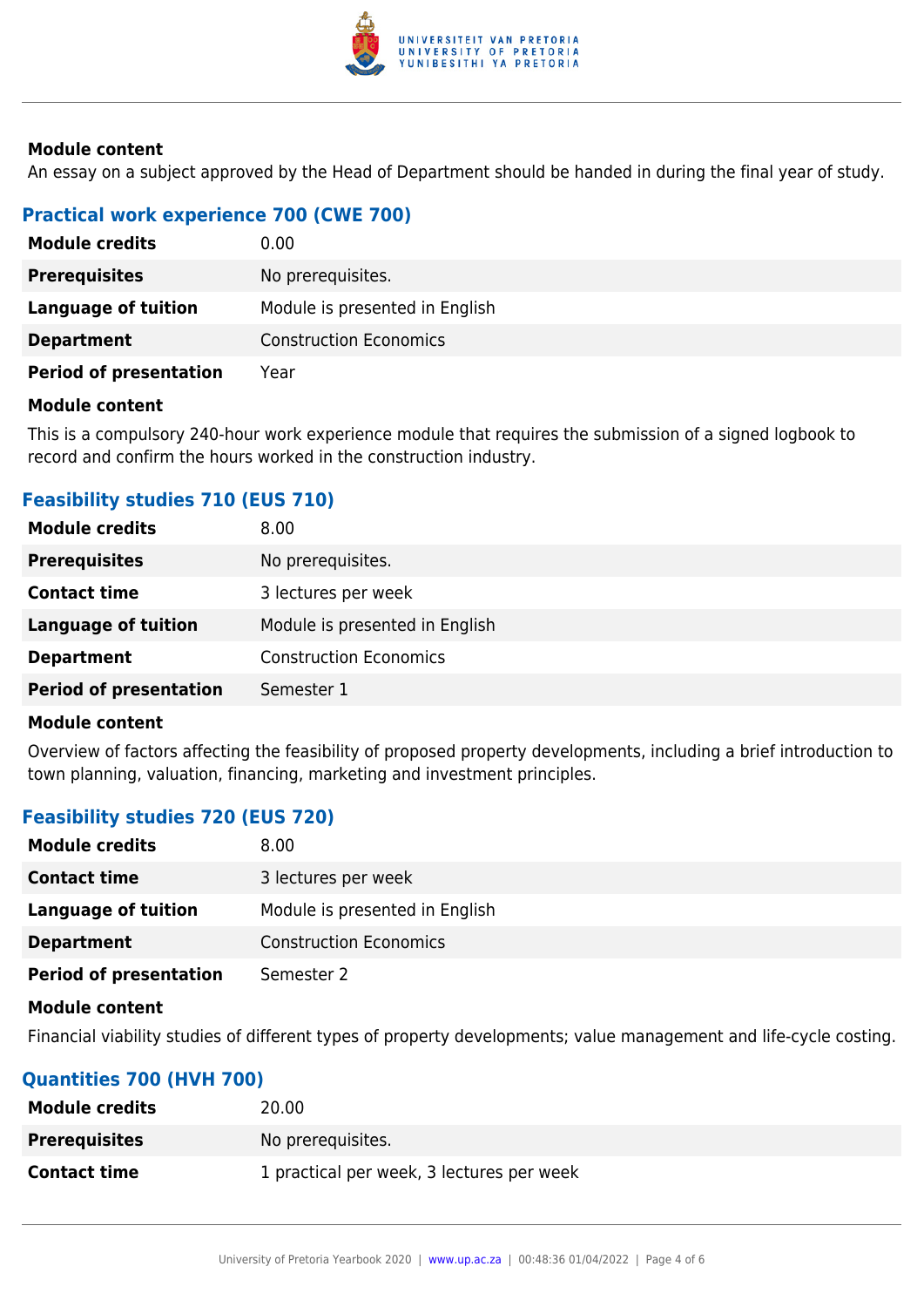**Module content**

An essay on a subject approved by the Head of Department should be handed in during the final year of study.

### Practical work experience 700 (CWE 700)

| | |
|---|---|
| **Module credits** | 0.00 |
| **Prerequisites** | No prerequisites. |
| **Language of tuition** | Module is presented in English |
| **Department** | Construction Economics |
| **Period of presentation** | Year |

**Module content**

This is a compulsory 240-hour work experience module that requires the submission of a signed logbook to record and confirm the hours worked in the construction industry.

### Feasibility studies 710 (EUS 710)

| | |
|---|---|
| **Module credits** | 8.00 |
| **Prerequisites** | No prerequisites. |
| **Contact time** | 3 lectures per week |
| **Language of tuition** | Module is presented in English |
| **Department** | Construction Economics |
| **Period of presentation** | Semester 1 |

**Module content**

Overview of factors affecting the feasibility of proposed property developments, including a brief introduction to town planning, valuation, financing, marketing and investment principles.

### Feasibility studies 720 (EUS 720)

| | |
|---|---|
| **Module credits** | 8.00 |
| **Contact time** | 3 lectures per week |
| **Language of tuition** | Module is presented in English |
| **Department** | Construction Economics |
| **Period of presentation** | Semester 2 |

**Module content**

Financial viability studies of different types of property developments; value management and life-cycle costing.

### Quantities 700 (HVH 700)

| | |
|---|---|
| **Module credits** | 20.00 |
| **Prerequisites** | No prerequisites. |
| **Contact time** | 1 practical per week, 3 lectures per week |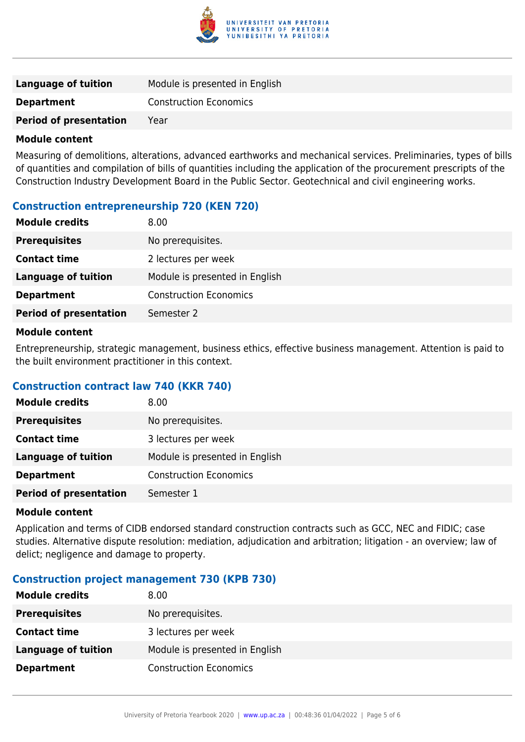| | |
|---|---|
| **Language of tuition** | Module is presented in English |
| **Department** | Construction Economics |
| **Period of presentation** | Year |

**Module content**

Measuring of demolitions, alterations, advanced earthworks and mechanical services. Preliminaries, types of bills of quantities and compilation of bills of quantities including the application of the procurement prescripts of the Construction Industry Development Board in the Public Sector. Geotechnical and civil engineering works.

### Construction entrepreneurship 720 (KEN 720)

| | |
|---|---|
| **Module credits** | 8.00 |
| **Prerequisites** | No prerequisites. |
| **Contact time** | 2 lectures per week |
| **Language of tuition** | Module is presented in English |
| **Department** | Construction Economics |
| **Period of presentation** | Semester 2 |

**Module content**

Entrepreneurship, strategic management, business ethics, effective business management. Attention is paid to the built environment practitioner in this context.

### Construction contract law 740 (KKR 740)

| | |
|---|---|
| **Module credits** | 8.00 |
| **Prerequisites** | No prerequisites. |
| **Contact time** | 3 lectures per week |
| **Language of tuition** | Module is presented in English |
| **Department** | Construction Economics |
| **Period of presentation** | Semester 1 |

**Module content**

Application and terms of CIDB endorsed standard construction contracts such as GCC, NEC and FIDIC; case studies. Alternative dispute resolution: mediation, adjudication and arbitration; litigation - an overview; law of delict; negligence and damage to property.

### Construction project management 730 (KPB 730)

| | |
|---|---|
| **Module credits** | 8.00 |
| **Prerequisites** | No prerequisites. |
| **Contact time** | 3 lectures per week |
| **Language of tuition** | Module is presented in English |
| **Department** | Construction Economics |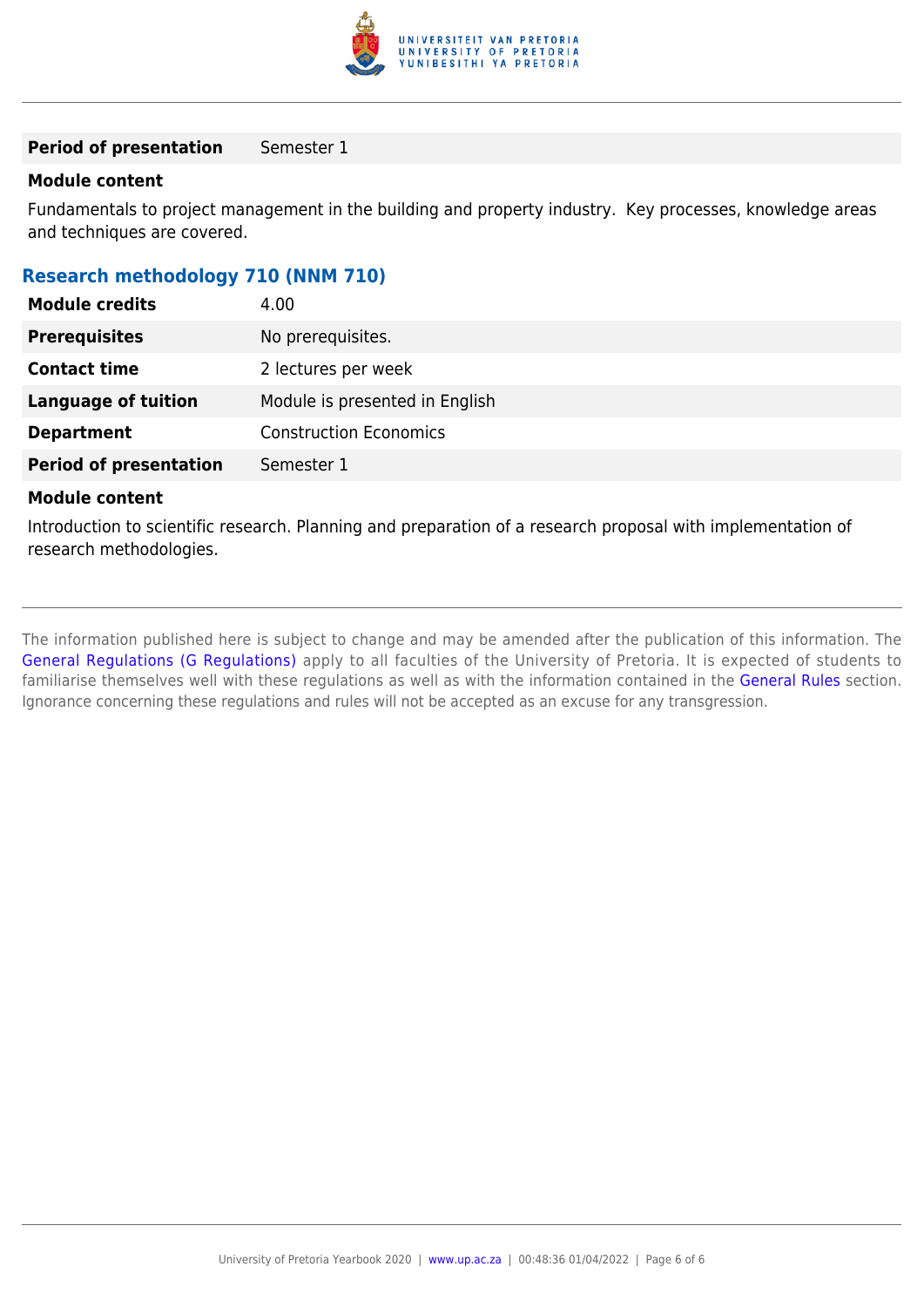| | |
|---|---|
| **Period of presentation** | Semester 1 |

**Module content**

Fundamentals to project management in the building and property industry.  Key processes, knowledge areas and techniques are covered.

### Research methodology 710 (NNM 710)

| | |
|---|---|
| **Module credits** | 4.00 |
| **Prerequisites** | No prerequisites. |
| **Contact time** | 2 lectures per week |
| **Language of tuition** | Module is presented in English |
| **Department** | Construction Economics |
| **Period of presentation** | Semester 1 |

**Module content**

Introduction to scientific research. Planning and preparation of a research proposal with implementation of research methodologies.

---

The information published here is subject to change and may be amended after the publication of this information. The General Regulations (G Regulations) apply to all faculties of the University of Pretoria. It is expected of students to familiarise themselves well with these regulations as well as with the information contained in the General Rules section. Ignorance concerning these regulations and rules will not be accepted as an excuse for any transgression.